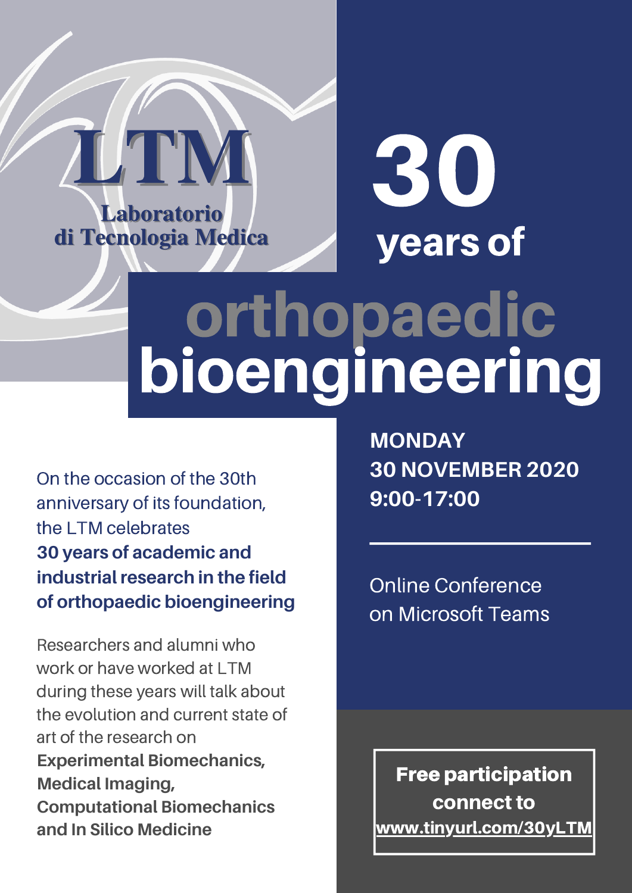# LTM

**Laboratorio di Tecnologia Medica**

# 30 years of orthopaedic bioengineering

**MONDAY**
**30 NOVEMBER 2020**
**9:00-17:00**

Online Conference on Microsoft Teams

On the occasion of the 30th anniversary of its foundation, the LTM celebrates **30 years of academic and industrial research in the field of orthopaedic bioengineering**

Researchers and alumni who work or have worked at LTM during these years will talk about the evolution and current state of art of the research on **Experimental Biomechanics, Medical Imaging, Computational Biomechanics and In Silico Medicine**

**Free participation connect to [www.tinyurl.com/30yLTM](www.tinyurl.com/30yLTM)**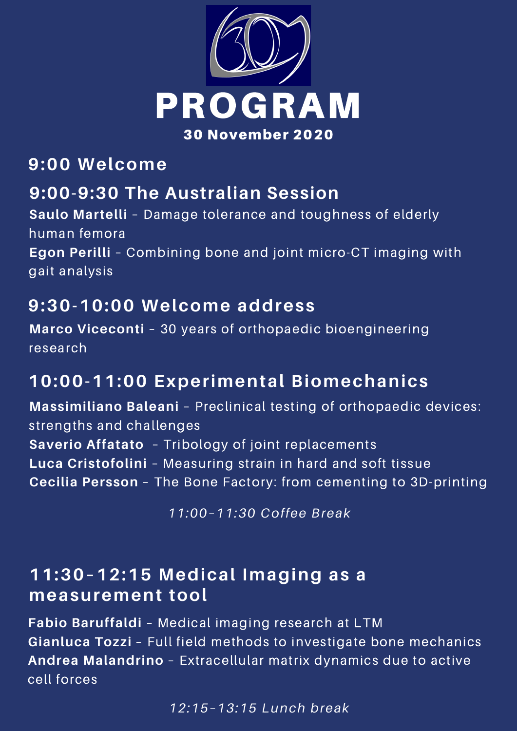# PROGRAM

**30 November 2020**

## 9:00 Welcome

## 9:00-9:30 The Australian Session

**Saulo Martelli** – Damage tolerance and toughness of elderly human femora
**Egon Perilli** - Combining bone and joint micro-CT imaging with gait analysis

## 9:30-10:00 Welcome address

**Marco Viceconti** – 30 years of orthopaedic bioengineering research

## 10:00-11:00 Experimental Biomechanics

**Massimiliano Baleani** - Preclinical testing of orthopaedic devices: strengths and challenges
**Saverio Affatato** – Tribology of joint replacements
**Luca Cristofolini** - Measuring strain in hard and soft tissue
**Cecilia Persson** - The Bone Factory: from cementing to 3D-printing

*11:00–11:30 Coffee Break*

## 11:30–12:15 Medical Imaging as a measurement tool

**Fabio Baruffaldi** – Medical imaging research at LTM
**Gianluca Tozzi** – Full field methods to investigate bone mechanics
**Andrea Malandrino** – Extracellular matrix dynamics due to active cell forces

*12:15–13:15 Lunch break*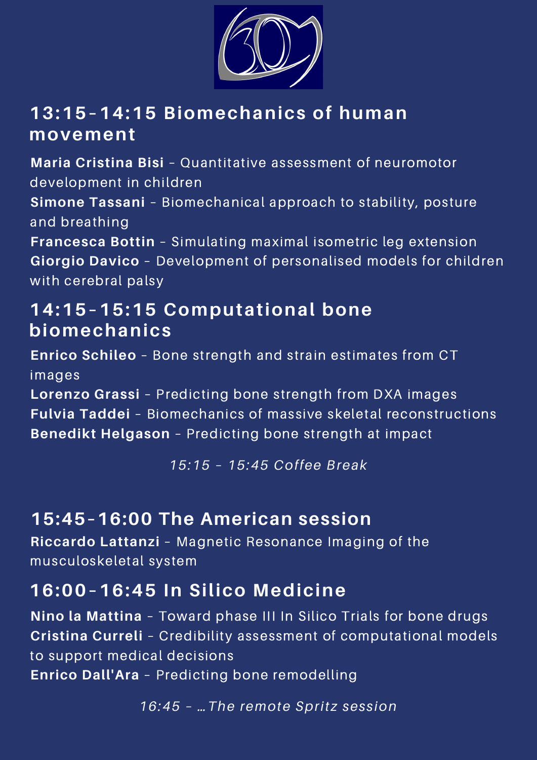## 13:15-14:15 Biomechanics of human movement

**Maria Cristina Bisi** – Quantitative assessment of neuromotor development in children
**Simone Tassani** – Biomechanical approach to stability, posture and breathing
**Francesca Bottin** – Simulating maximal isometric leg extension
**Giorgio Davico** – Development of personalised models for children with cerebral palsy

## 14:15-15:15 Computational bone biomechanics

**Enrico Schileo** – Bone strength and strain estimates from CT images
**Lorenzo Grassi** – Predicting bone strength from DXA images
**Fulvia Taddei** – Biomechanics of massive skeletal reconstructions
**Benedikt Helgason** – Predicting bone strength at impact

*15:15 – 15:45 Coffee Break*

## 15:45-16:00 The American session

**Riccardo Lattanzi** – Magnetic Resonance Imaging of the musculoskeletal system

## 16:00-16:45 In Silico Medicine

**Nino la Mattina** – Toward phase III In Silico Trials for bone drugs
**Cristina Curreli** – Credibility assessment of computational models to support medical decisions
**Enrico Dall'Ara** – Predicting bone remodelling

*16:45 – … The remote Spritz session*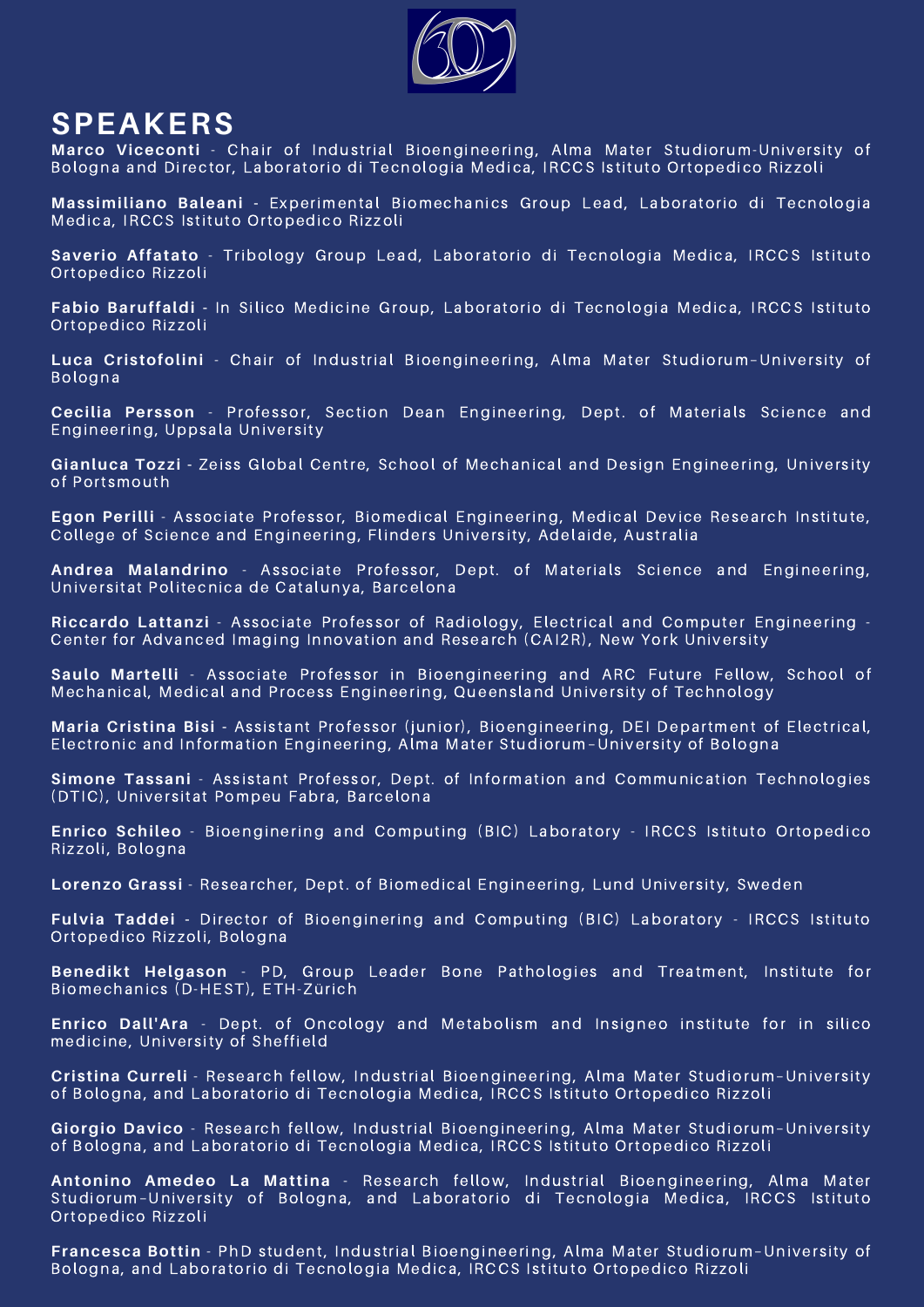# SPEAKERS

**Marco Viceconti** - Chair of Industrial Bioengineering, Alma Mater Studiorum-University of Bologna and Director, Laboratorio di Tecnologia Medica, IRCCS Istituto Ortopedico Rizzoli

**Massimiliano Baleani** - Experimental Biomechanics Group Lead, Laboratorio di Tecnologia Medica, IRCCS Istituto Ortopedico Rizzoli

**Saverio Affatato** - Tribology Group Lead, Laboratorio di Tecnologia Medica, IRCCS Istituto Ortopedico Rizzoli

**Fabio Baruffaldi** - In Silico Medicine Group, Laboratorio di Tecnologia Medica, IRCCS Istituto Ortopedico Rizzoli

**Luca Cristofolini** - Chair of Industrial Bioengineering, Alma Mater Studiorum–University of Bologna

**Cecilia Persson** - Professor, Section Dean Engineering, Dept. of Materials Science and Engineering, Uppsala University

**Gianluca Tozzi** - Zeiss Global Centre, School of Mechanical and Design Engineering, University of Portsmouth

**Egon Perilli** - Associate Professor, Biomedical Engineering, Medical Device Research Institute, College of Science and Engineering, Flinders University, Adelaide, Australia

**Andrea Malandrino** - Associate Professor, Dept. of Materials Science and Engineering, Universitat Politecnica de Catalunya, Barcelona

**Riccardo Lattanzi** - Associate Professor of Radiology, Electrical and Computer Engineering - Center for Advanced Imaging Innovation and Research (CAI2R), New York University

**Saulo Martelli** - Associate Professor in Bioengineering and ARC Future Fellow, School of Mechanical, Medical and Process Engineering, Queensland University of Technology

**Maria Cristina Bisi** - Assistant Professor (junior), Bioengineering, DEI Department of Electrical, Electronic and Information Engineering, Alma Mater Studiorum–University of Bologna

**Simone Tassani** - Assistant Professor, Dept. of Information and Communication Technologies (DTIC), Universitat Pompeu Fabra, Barcelona

**Enrico Schileo** - Bioenginering and Computing (BIC) Laboratory - IRCCS Istituto Ortopedico Rizzoli, Bologna

**Lorenzo Grassi** - Researcher, Dept. of Biomedical Engineering, Lund University, Sweden

**Fulvia Taddei** - Director of Bioenginering and Computing (BIC) Laboratory - IRCCS Istituto Ortopedico Rizzoli, Bologna

**Benedikt Helgason** - PD, Group Leader Bone Pathologies and Treatment, Institute for Biomechanics (D-HEST), ETH-Zürich

**Enrico Dall'Ara** - Dept. of Oncology and Metabolism and Insigneo institute for in silico medicine, University of Sheffield

**Cristina Curreli** - Research fellow, Industrial Bioengineering, Alma Mater Studiorum–University of Bologna, and Laboratorio di Tecnologia Medica, IRCCS Istituto Ortopedico Rizzoli

**Giorgio Davico** - Research fellow, Industrial Bioengineering, Alma Mater Studiorum–University of Bologna, and Laboratorio di Tecnologia Medica, IRCCS Istituto Ortopedico Rizzoli

**Antonino Amedeo La Mattina** - Research fellow, Industrial Bioengineering, Alma Mater Studiorum–University of Bologna, and Laboratorio di Tecnologia Medica, IRCCS Istituto Ortopedico Rizzoli

**Francesca Bottin** - PhD student, Industrial Bioengineering, Alma Mater Studiorum–University of Bologna, and Laboratorio di Tecnologia Medica, IRCCS Istituto Ortopedico Rizzoli